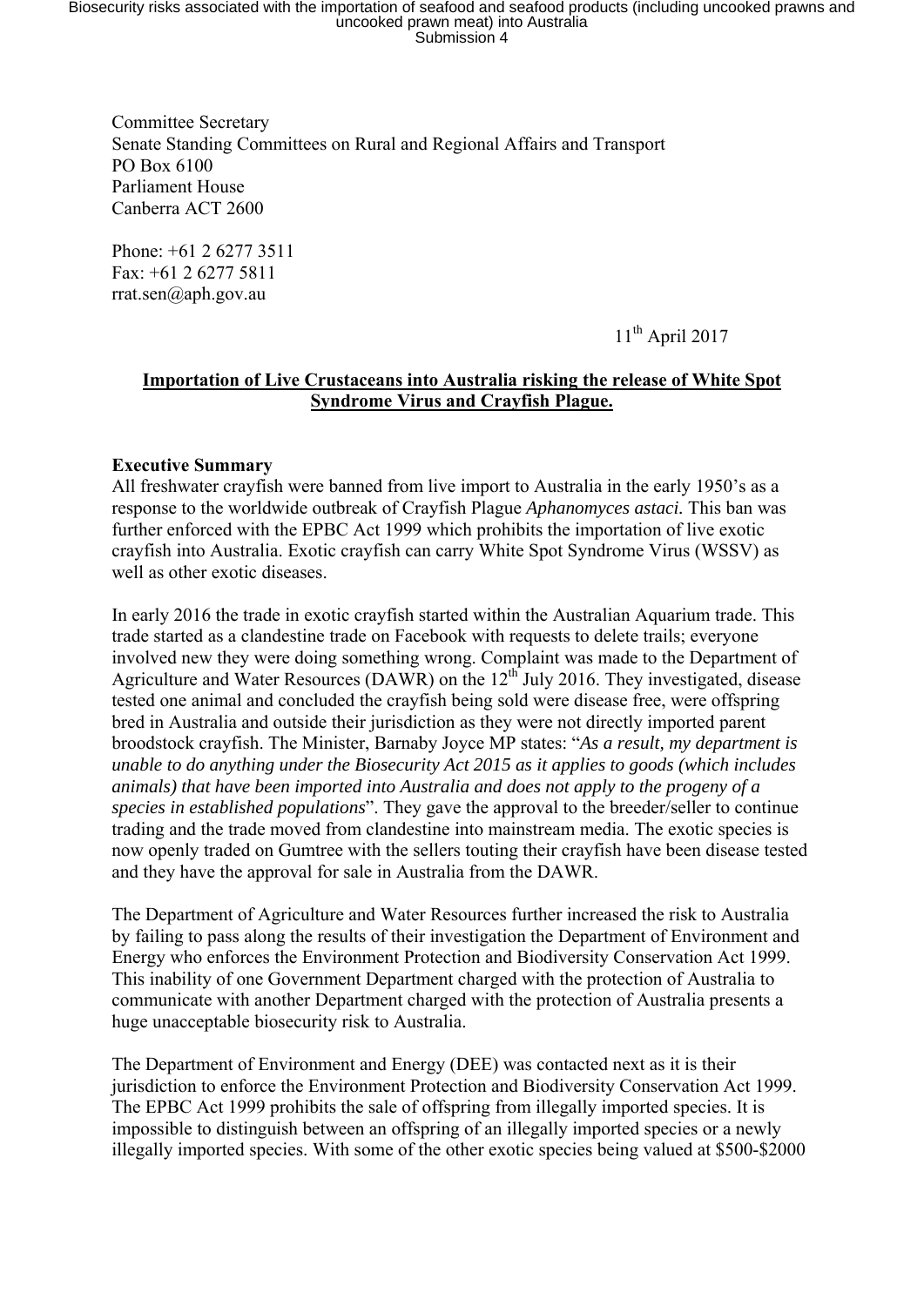Committee Secretary
Senate Standing Committees on Rural and Regional Affairs and Transport
PO Box 6100
Parliament House
Canberra ACT 2600

Phone: +61 2 6277 3511
Fax: +61 2 6277 5811
rrat.sen@aph.gov.au

11th April 2017

**Importation of Live Crustaceans into Australia risking the release of White Spot Syndrome Virus and Crayfish Plague.**

**Executive Summary**

All freshwater crayfish were banned from live import to Australia in the early 1950's as a response to the worldwide outbreak of Crayfish Plague *Aphanomyces astaci.* This ban was further enforced with the EPBC Act 1999 which prohibits the importation of live exotic crayfish into Australia. Exotic crayfish can carry White Spot Syndrome Virus (WSSV) as well as other exotic diseases.

In early 2016 the trade in exotic crayfish started within the Australian Aquarium trade. This trade started as a clandestine trade on Facebook with requests to delete trails; everyone involved new they were doing something wrong. Complaint was made to the Department of Agriculture and Water Resources (DAWR) on the 12th July 2016. They investigated, disease tested one animal and concluded the crayfish being sold were disease free, were offspring bred in Australia and outside their jurisdiction as they were not directly imported parent broodstock crayfish. The Minister, Barnaby Joyce MP states: "*As a result, my department is unable to do anything under the Biosecurity Act 2015 as it applies to goods (which includes animals) that have been imported into Australia and does not apply to the progeny of a species in established populations*". They gave the approval to the breeder/seller to continue trading and the trade moved from clandestine into mainstream media. The exotic species is now openly traded on Gumtree with the sellers touting their crayfish have been disease tested and they have the approval for sale in Australia from the DAWR.

The Department of Agriculture and Water Resources further increased the risk to Australia by failing to pass along the results of their investigation the Department of Environment and Energy who enforces the Environment Protection and Biodiversity Conservation Act 1999. This inability of one Government Department charged with the protection of Australia to communicate with another Department charged with the protection of Australia presents a huge unacceptable biosecurity risk to Australia.

The Department of Environment and Energy (DEE) was contacted next as it is their jurisdiction to enforce the Environment Protection and Biodiversity Conservation Act 1999. The EPBC Act 1999 prohibits the sale of offspring from illegally imported species. It is impossible to distinguish between an offspring of an illegally imported species or a newly illegally imported species. With some of the other exotic species being valued at $500-$2000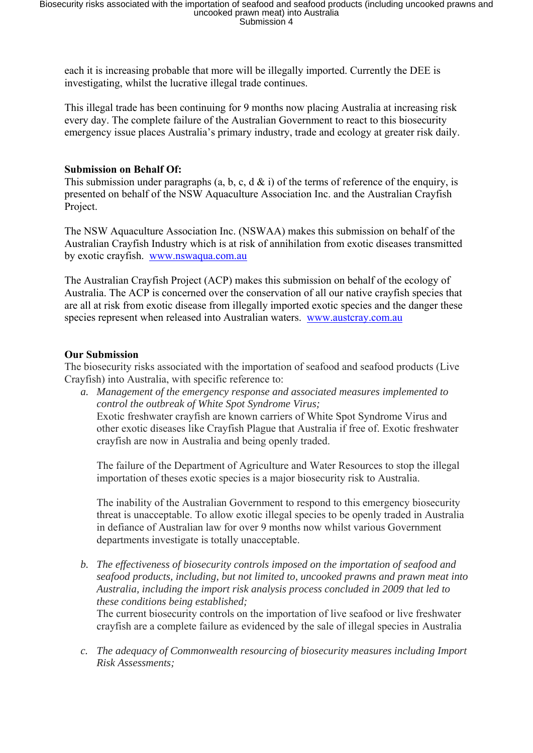each it is increasing probable that more will be illegally imported. Currently the DEE is investigating, whilst the lucrative illegal trade continues.

This illegal trade has been continuing for 9 months now placing Australia at increasing risk every day. The complete failure of the Australian Government to react to this biosecurity emergency issue places Australia's primary industry, trade and ecology at greater risk daily.

**Submission on Behalf Of:**
This submission under paragraphs (a, b, c, d & i) of the terms of reference of the enquiry, is presented on behalf of the NSW Aquaculture Association Inc. and the Australian Crayfish Project.

The NSW Aquaculture Association Inc. (NSWAA) makes this submission on behalf of the Australian Crayfish Industry which is at risk of annihilation from exotic diseases transmitted by exotic crayfish. www.nswaqua.com.au

The Australian Crayfish Project (ACP) makes this submission on behalf of the ecology of Australia. The ACP is concerned over the conservation of all our native crayfish species that are all at risk from exotic disease from illegally imported exotic species and the danger these species represent when released into Australian waters. www.austcray.com.au

**Our Submission**
The biosecurity risks associated with the importation of seafood and seafood products (Live Crayfish) into Australia, with specific reference to:

a. *Management of the emergency response and associated measures implemented to control the outbreak of White Spot Syndrome Virus;*
   Exotic freshwater crayfish are known carriers of White Spot Syndrome Virus and other exotic diseases like Crayfish Plague that Australia if free of. Exotic freshwater crayfish are now in Australia and being openly traded.

   The failure of the Department of Agriculture and Water Resources to stop the illegal importation of theses exotic species is a major biosecurity risk to Australia.

   The inability of the Australian Government to respond to this emergency biosecurity threat is unacceptable. To allow exotic illegal species to be openly traded in Australia in defiance of Australian law for over 9 months now whilst various Government departments investigate is totally unacceptable.

b. *The effectiveness of biosecurity controls imposed on the importation of seafood and seafood products, including, but not limited to, uncooked prawns and prawn meat into Australia, including the import risk analysis process concluded in 2009 that led to these conditions being established;*
   The current biosecurity controls on the importation of live seafood or live freshwater crayfish are a complete failure as evidenced by the sale of illegal species in Australia

c. *The adequacy of Commonwealth resourcing of biosecurity measures including Import Risk Assessments;*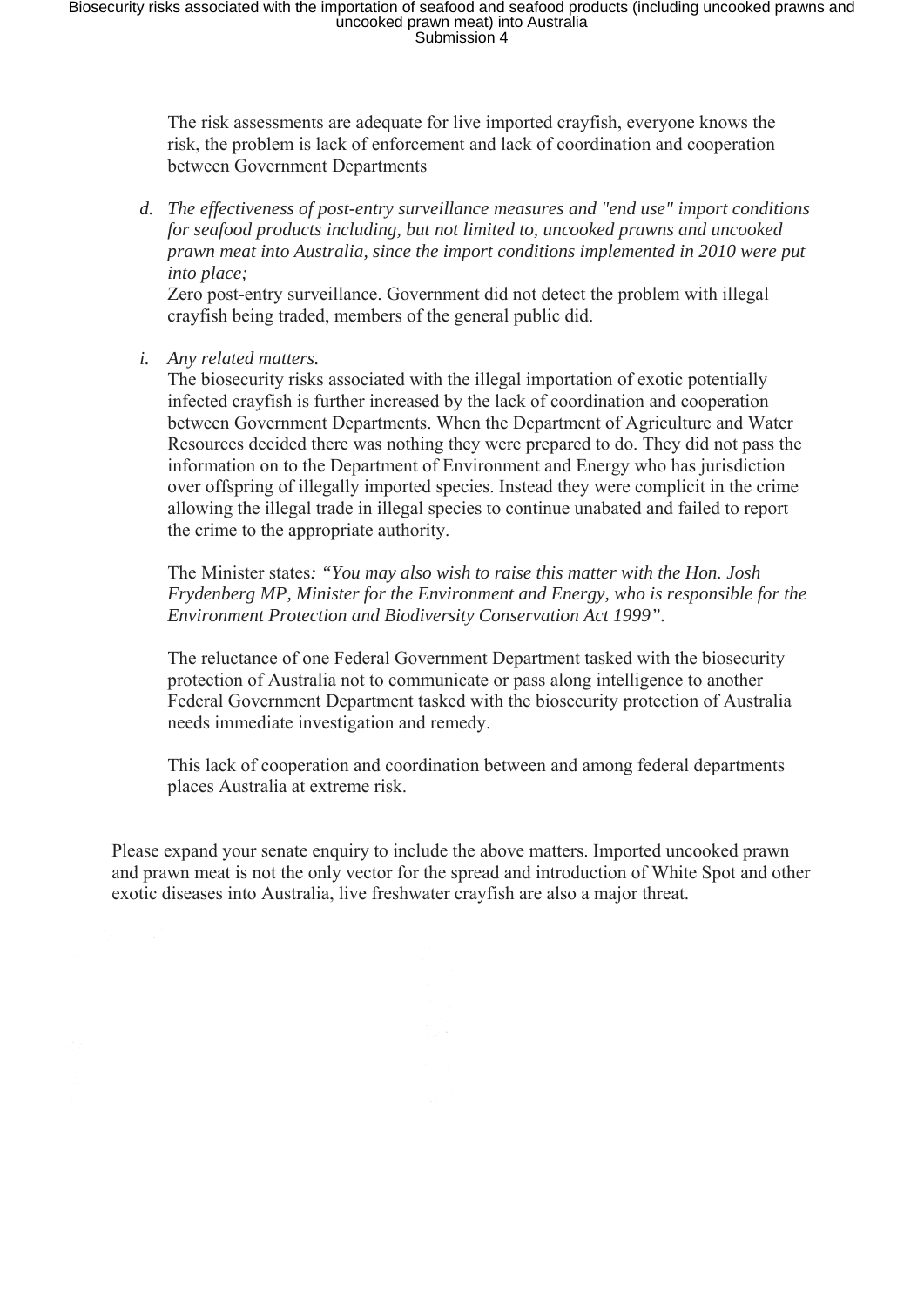The risk assessments are adequate for live imported crayfish, everyone knows the risk, the problem is lack of enforcement and lack of coordination and cooperation between Government Departments

d. *The effectiveness of post-entry surveillance measures and "end use" import conditions for seafood products including, but not limited to, uncooked prawns and uncooked prawn meat into Australia, since the import conditions implemented in 2010 were put into place;*

   Zero post-entry surveillance. Government did not detect the problem with illegal crayfish being traded, members of the general public did.

i. *Any related matters.*

   The biosecurity risks associated with the illegal importation of exotic potentially infected crayfish is further increased by the lack of coordination and cooperation between Government Departments. When the Department of Agriculture and Water Resources decided there was nothing they were prepared to do. They did not pass the information on to the Department of Environment and Energy who has jurisdiction over offspring of illegally imported species. Instead they were complicit in the crime allowing the illegal trade in illegal species to continue unabated and failed to report the crime to the appropriate authority.

   The Minister states*: "You may also wish to raise this matter with the Hon. Josh Frydenberg MP, Minister for the Environment and Energy, who is responsible for the Environment Protection and Biodiversity Conservation Act 1999".*

   The reluctance of one Federal Government Department tasked with the biosecurity protection of Australia not to communicate or pass along intelligence to another Federal Government Department tasked with the biosecurity protection of Australia needs immediate investigation and remedy.

   This lack of cooperation and coordination between and among federal departments places Australia at extreme risk.

Please expand your senate enquiry to include the above matters. Imported uncooked prawn and prawn meat is not the only vector for the spread and introduction of White Spot and other exotic diseases into Australia, live freshwater crayfish are also a major threat.